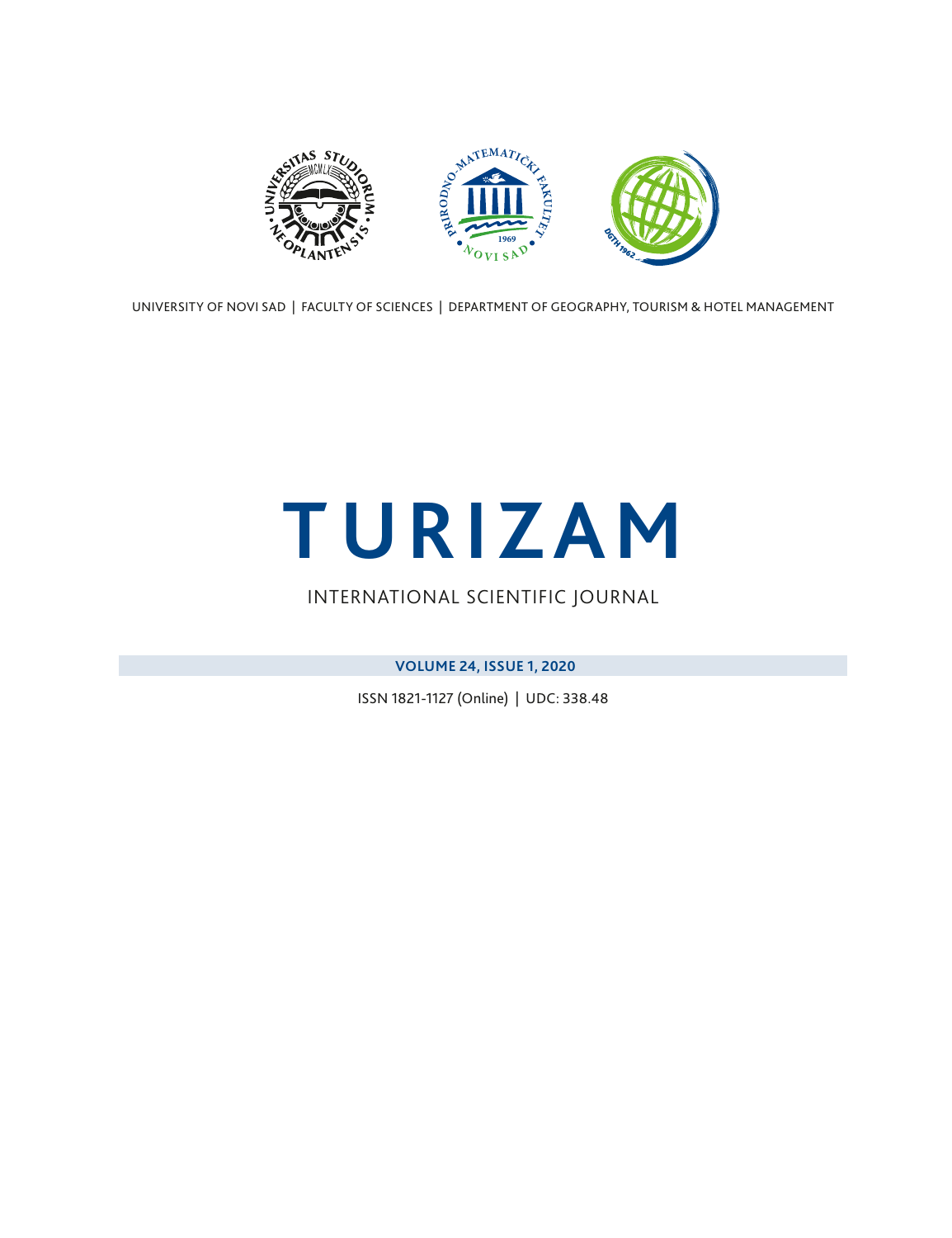UNIVERSITY OF NOVI SAD | FACULTY OF SCIENCES | DEPARTMENT OF GEOGRAPHY, TOURISM & HOTEL MANAGEMENT

# TURIZAM

INTERNATIONAL SCIENTIFIC JOURNAL

**VOLUME 24, ISSUE 1, 2020**

ISSN 1821-1127 (Online) | UDC: 338.48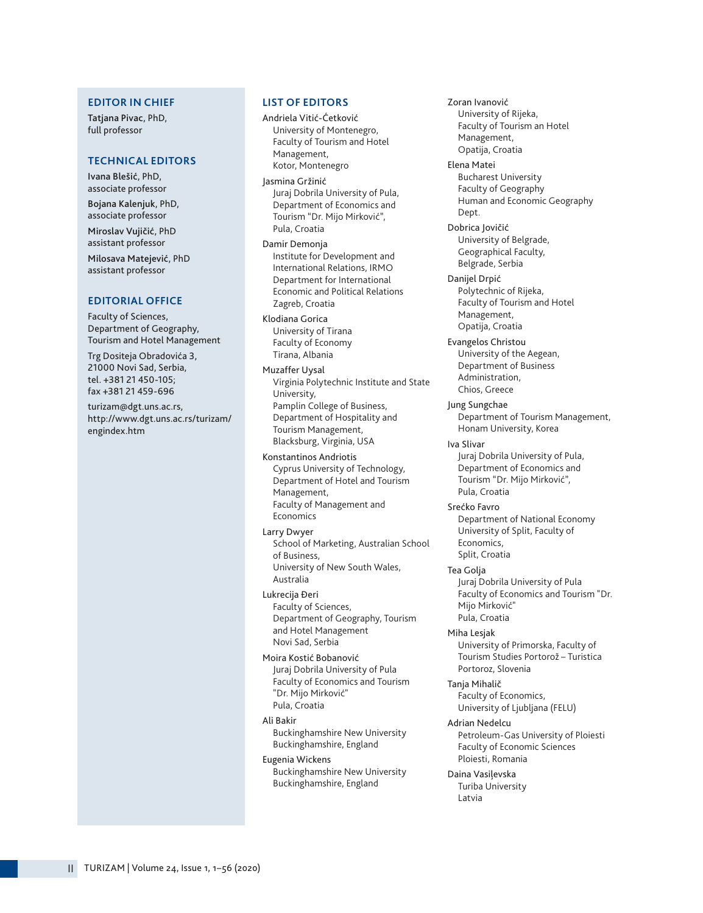## EDITOR IN CHIEF

**Tatjana Pivac**, PhD,
full professor

## TECHNICAL EDITORS

**Ivana Blešić**, PhD,
associate professor

**Bojana Kalenjuk**, PhD,
associate professor

**Miroslav Vujičić**, PhD
assistant professor

**Milosava Matejević**, PhD
assistant professor

## EDITORIAL OFFICE

Faculty of Sciences,
Department of Geography,
Tourism and Hotel Management

Trg Dositeja Obradovića 3,
21000 Novi Sad, Serbia,
tel. +381 21 450-105;
fax +381 21 459-696

turizam@dgt.uns.ac.rs,
http://www.dgt.uns.ac.rs/turizam/engindex.htm

## LIST OF EDITORS

Andriela Vitić-Ćetković
University of Montenegro,
Faculty of Tourism and Hotel Management,
Kotor, Montenegro

Jasmina Gržinić
Juraj Dobrila University of Pula,
Department of Economics and Tourism "Dr. Mijo Mirković",
Pula, Croatia

Damir Demonja
Institute for Development and International Relations, IRMO
Department for International Economic and Political Relations
Zagreb, Croatia

Klodiana Gorica
University of Tirana
Faculty of Economy
Tirana, Albania

Muzaffer Uysal
Virginia Polytechnic Institute and State University,
Pamplin College of Business,
Department of Hospitality and Tourism Management,
Blacksburg, Virginia, USA

Konstantinos Andriotis
Cyprus University of Technology,
Department of Hotel and Tourism Management,
Faculty of Management and Economics

Larry Dwyer
School of Marketing, Australian School of Business,
University of New South Wales,
Australia

Lukrecija Đeri
Faculty of Sciences,
Department of Geography, Tourism and Hotel Management
Novi Sad, Serbia

Moira Kostić Bobanović
Juraj Dobrila University of Pula
Faculty of Economics and Tourism "Dr. Mijo Mirković"
Pula, Croatia

Ali Bakir
Buckinghamshire New University
Buckinghamshire, England

Eugenia Wickens
Buckinghamshire New University
Buckinghamshire, England

Zoran Ivanović
University of Rijeka,
Faculty of Tourism an Hotel Management,
Opatija, Croatia

Elena Matei
Bucharest University
Faculty of Geography
Human and Economic Geography Dept.

Dobrica Jovičić
University of Belgrade,
Geographical Faculty,
Belgrade, Serbia

Danijel Drpić
Polytechnic of Rijeka,
Faculty of Tourism and Hotel Management,
Opatija, Croatia

Evangelos Christou
University of the Aegean,
Department of Business Administration,
Chios, Greece

Jung Sungchae
Department of Tourism Management,
Honam University, Korea

Iva Slivar
Juraj Dobrila University of Pula,
Department of Economics and Tourism "Dr. Mijo Mirković",
Pula, Croatia

Srećko Favro
Department of National Economy
University of Split, Faculty of Economics,
Split, Croatia

Tea Golja
Juraj Dobrila University of Pula
Faculty of Economics and Tourism "Dr. Mijo Mirković"
Pula, Croatia

Miha Lesjak
University of Primorska, Faculty of Tourism Studies Portorož – Turistica
Portoroz, Slovenia

Tanja Mihalič
Faculty of Economics,
University of Ljubljana (FELU)

Adrian Nedelcu
Petroleum-Gas University of Ploiesti
Faculty of Economic Sciences
Ploiesti, Romania

Daina Vasiļevska
Turiba University
Latvia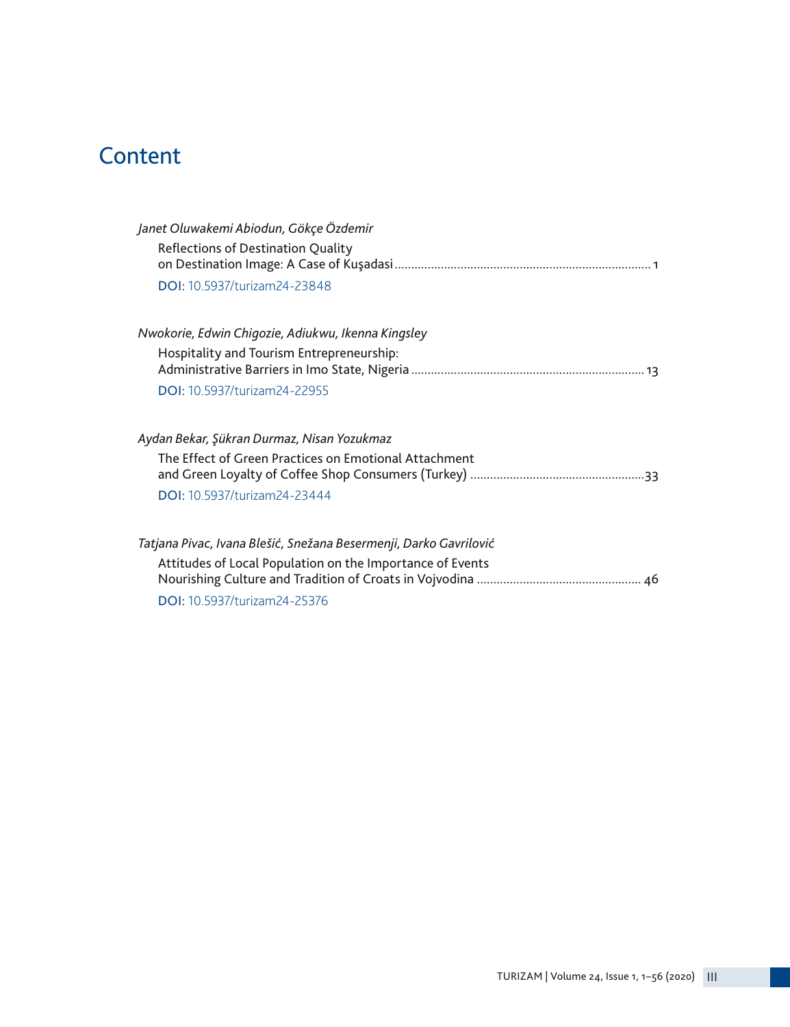# Content

*Janet Oluwakemi Abiodun, Gökçe Özdemir*

Reflections of Destination Quality on Destination Image: A Case of Kuşadasi ........ 1

DOI: 10.5937/turizam24-23848

*Nwokorie, Edwin Chigozie, Adiukwu, Ikenna Kingsley*

Hospitality and Tourism Entrepreneurship: Administrative Barriers in Imo State, Nigeria ........ 13

DOI: 10.5937/turizam24-22955

*Aydan Bekar, Şükran Durmaz, Nisan Yozukmaz*

The Effect of Green Practices on Emotional Attachment and Green Loyalty of Coffee Shop Consumers (Turkey) ........ 33

DOI: 10.5937/turizam24-23444

*Tatjana Pivac, Ivana Blešić, Snežana Besermenji, Darko Gavrilović*

Attitudes of Local Population on the Importance of Events Nourishing Culture and Tradition of Croats in Vojvodina ........ 46

DOI: 10.5937/turizam24-25376